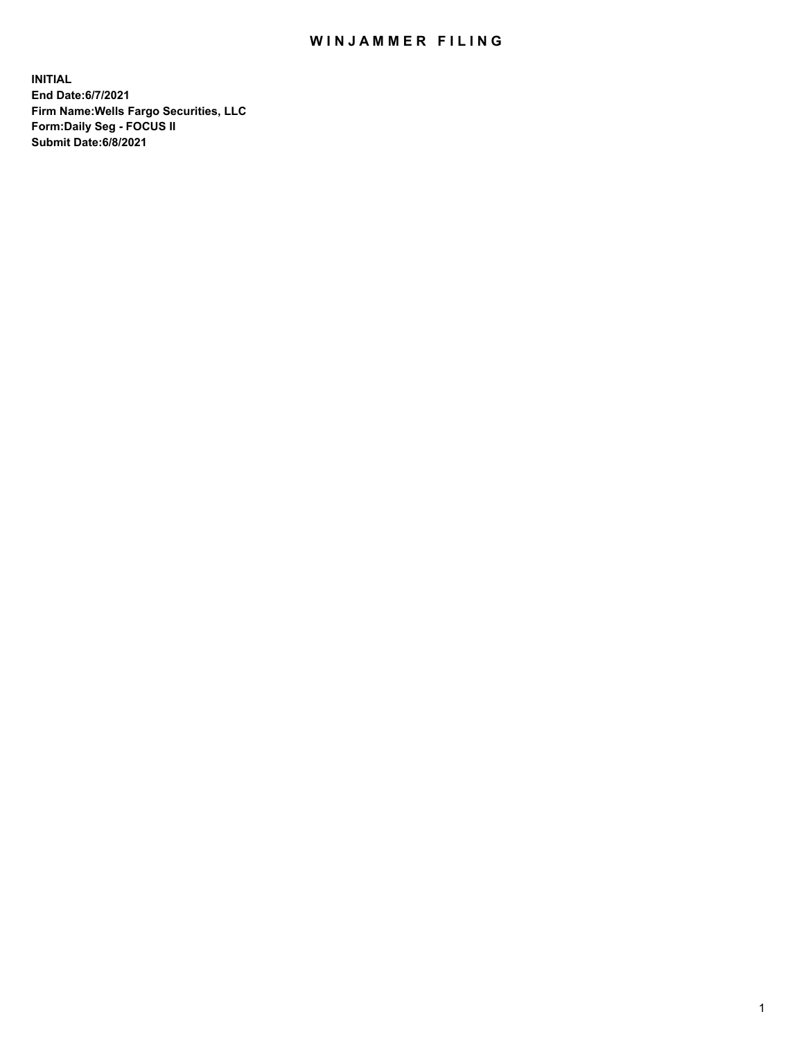# WINJAMMER FILING

**INITIAL**
**End Date:6/7/2021**
**Firm Name:Wells Fargo Securities, LLC**
**Form:Daily Seg - FOCUS II**
**Submit Date:6/8/2021**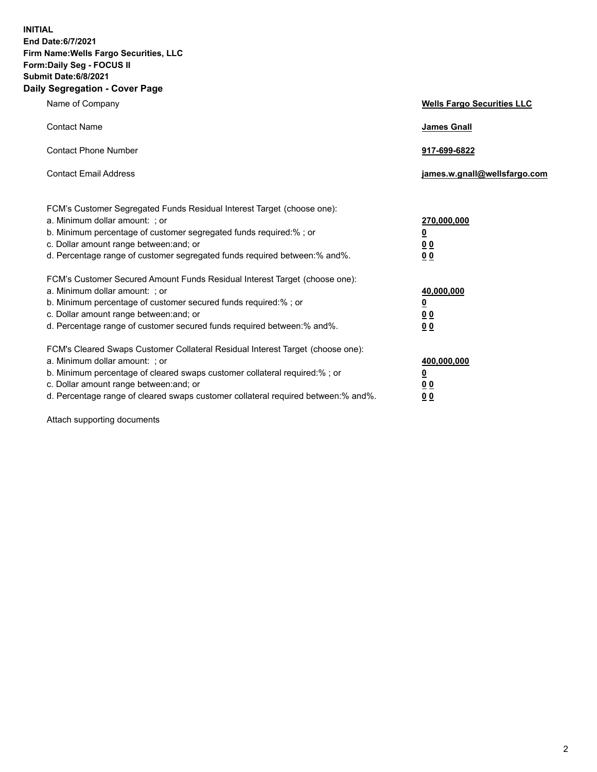**INITIAL**
**End Date:6/7/2021**
**Firm Name:Wells Fargo Securities, LLC**
**Form:Daily Seg - FOCUS II**
**Submit Date:6/8/2021**

## Daily Segregation - Cover Page

| | |
|---|---|
| Name of Company | **Wells Fargo Securities LLC** |
| Contact Name | **James Gnall** |
| Contact Phone Number | **917-699-6822** |
| Contact Email Address | **james.w.gnall@wellsfargo.com** |

| | |
|---|---|
| FCM's Customer Segregated Funds Residual Interest Target (choose one): | |
| a. Minimum dollar amount: ; or | **270,000,000** |
| b. Minimum percentage of customer segregated funds required:% ; or | **0** |
| c. Dollar amount range between:and; or | **0 0** |
| d. Percentage range of customer segregated funds required between:% and%. | **0 0** |
| FCM's Customer Secured Amount Funds Residual Interest Target (choose one): | |
| a. Minimum dollar amount: ; or | **40,000,000** |
| b. Minimum percentage of customer secured funds required:% ; or | **0** |
| c. Dollar amount range between:and; or | **0 0** |
| d. Percentage range of customer secured funds required between:% and%. | **0 0** |
| FCM's Cleared Swaps Customer Collateral Residual Interest Target (choose one): | |
| a. Minimum dollar amount: ; or | **400,000,000** |
| b. Minimum percentage of cleared swaps customer collateral required:% ; or | **0** |
| c. Dollar amount range between:and; or | **0 0** |
| d. Percentage range of cleared swaps customer collateral required between:% and%. | **0 0** |

Attach supporting documents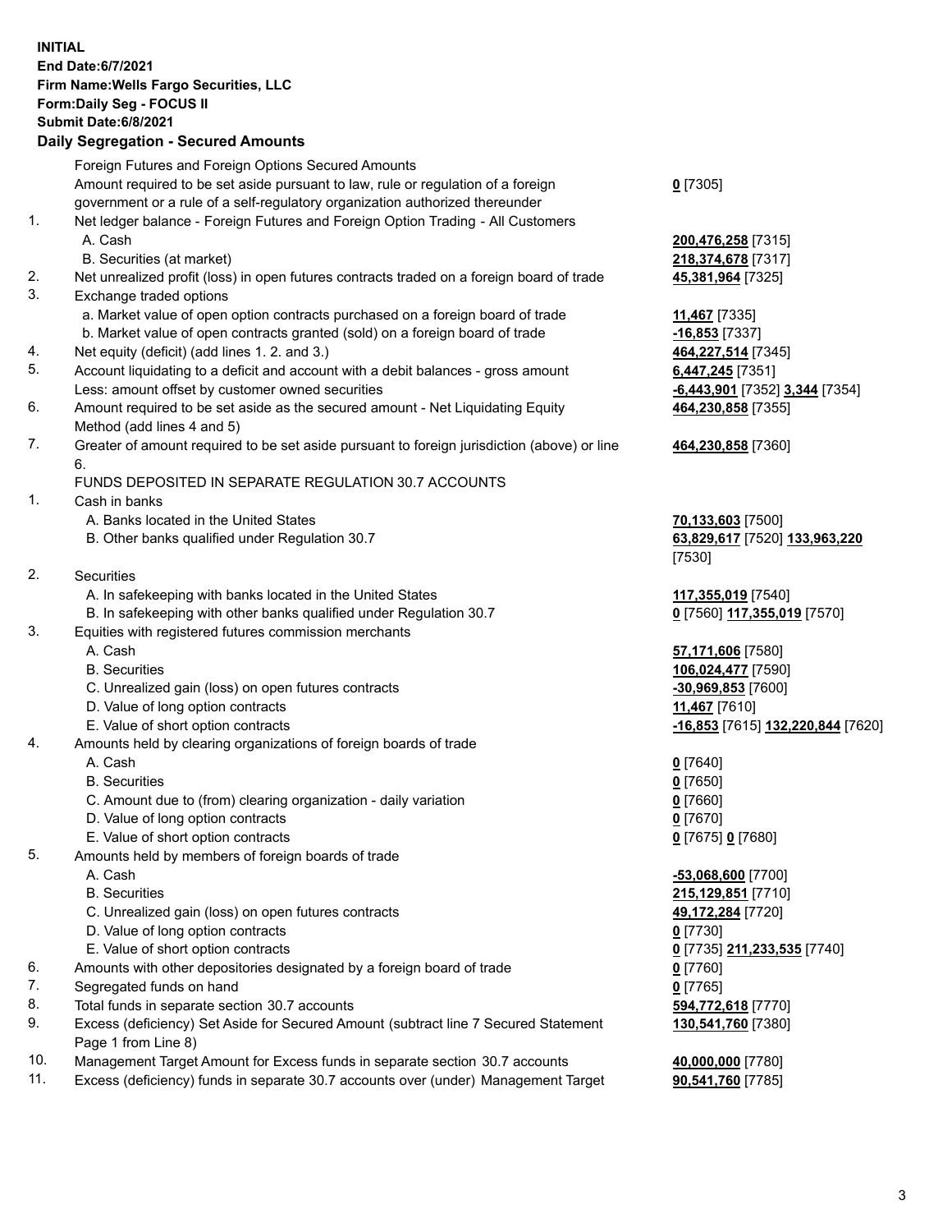**INITIAL**
**End Date:6/7/2021**
**Firm Name:Wells Fargo Securities, LLC**
**Form:Daily Seg - FOCUS II**
**Submit Date:6/8/2021**

### Daily Segregation - Secured Amounts

| | | |
|---|---|---|
| | Foreign Futures and Foreign Options Secured Amounts | |
| | Amount required to be set aside pursuant to law, rule or regulation of a foreign government or a rule of a self-regulatory organization authorized thereunder | **0** [7305] |
| 1. | Net ledger balance - Foreign Futures and Foreign Option Trading - All Customers | |
| | A. Cash | **200,476,258** [7315] |
| | B. Securities (at market) | **218,374,678** [7317] |
| 2. | Net unrealized profit (loss) in open futures contracts traded on a foreign board of trade | **45,381,964** [7325] |
| 3. | Exchange traded options | |
| | a. Market value of open option contracts purchased on a foreign board of trade | **11,467** [7335] |
| | b. Market value of open contracts granted (sold) on a foreign board of trade | **-16,853** [7337] |
| 4. | Net equity (deficit) (add lines 1. 2. and 3.) | **464,227,514** [7345] |
| 5. | Account liquidating to a deficit and account with a debit balances - gross amount | **6,447,245** [7351] |
| | Less: amount offset by customer owned securities | **-6,443,901** [7352] **3,344** [7354] |
| 6. | Amount required to be set aside as the secured amount - Net Liquidating Equity Method (add lines 4 and 5) | **464,230,858** [7355] |
| 7. | Greater of amount required to be set aside pursuant to foreign jurisdiction (above) or line 6. | **464,230,858** [7360] |
| | FUNDS DEPOSITED IN SEPARATE REGULATION 30.7 ACCOUNTS | |
| 1. | Cash in banks | |
| | A. Banks located in the United States | **70,133,603** [7500] |
| | B. Other banks qualified under Regulation 30.7 | **63,829,617** [7520] **133,963,220** [7530] |
| 2. | Securities | |
| | A. In safekeeping with banks located in the United States | **117,355,019** [7540] |
| | B. In safekeeping with other banks qualified under Regulation 30.7 | **0** [7560] **117,355,019** [7570] |
| 3. | Equities with registered futures commission merchants | |
| | A. Cash | **57,171,606** [7580] |
| | B. Securities | **106,024,477** [7590] |
| | C. Unrealized gain (loss) on open futures contracts | **-30,969,853** [7600] |
| | D. Value of long option contracts | **11,467** [7610] |
| | E. Value of short option contracts | **-16,853** [7615] **132,220,844** [7620] |
| 4. | Amounts held by clearing organizations of foreign boards of trade | |
| | A. Cash | **0** [7640] |
| | B. Securities | **0** [7650] |
| | C. Amount due to (from) clearing organization - daily variation | **0** [7660] |
| | D. Value of long option contracts | **0** [7670] |
| | E. Value of short option contracts | **0** [7675] **0** [7680] |
| 5. | Amounts held by members of foreign boards of trade | |
| | A. Cash | **-53,068,600** [7700] |
| | B. Securities | **215,129,851** [7710] |
| | C. Unrealized gain (loss) on open futures contracts | **49,172,284** [7720] |
| | D. Value of long option contracts | **0** [7730] |
| | E. Value of short option contracts | **0** [7735] **211,233,535** [7740] |
| 6. | Amounts with other depositories designated by a foreign board of trade | **0** [7760] |
| 7. | Segregated funds on hand | **0** [7765] |
| 8. | Total funds in separate section 30.7 accounts | **594,772,618** [7770] |
| 9. | Excess (deficiency) Set Aside for Secured Amount (subtract line 7 Secured Statement Page 1 from Line 8) | **130,541,760** [7380] |
| 10. | Management Target Amount for Excess funds in separate section 30.7 accounts | **40,000,000** [7780] |
| 11. | Excess (deficiency) funds in separate 30.7 accounts over (under) Management Target | **90,541,760** [7785] |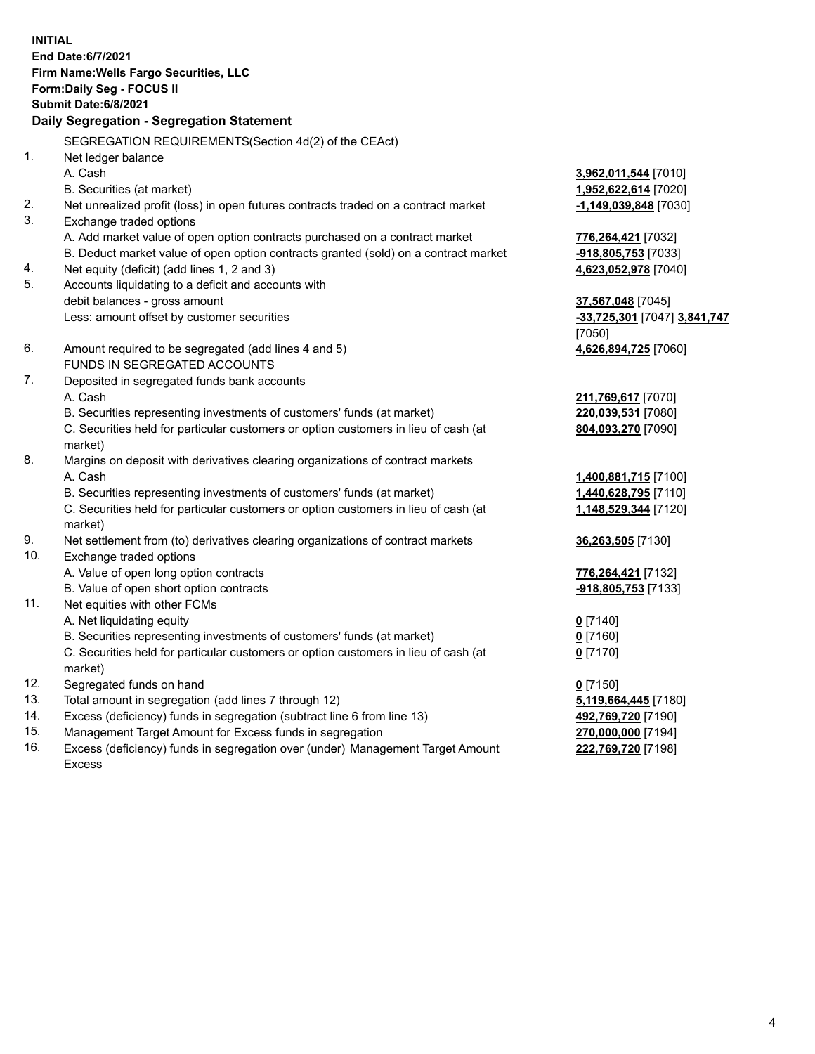**INITIAL**
**End Date:6/7/2021**
**Firm Name:Wells Fargo Securities, LLC**
**Form:Daily Seg - FOCUS II**
**Submit Date:6/8/2021**

**Daily Segregation - Segregation Statement**

SEGREGATION REQUIREMENTS(Section 4d(2) of the CEAct)

| | | |
|---|---|---|
| 1. | Net ledger balance | |
| | A. Cash | **3,962,011,544** [7010] |
| | B. Securities (at market) | **1,952,622,614** [7020] |
| 2. | Net unrealized profit (loss) in open futures contracts traded on a contract market | **-1,149,039,848** [7030] |
| 3. | Exchange traded options | |
| | A. Add market value of open option contracts purchased on a contract market | **776,264,421** [7032] |
| | B. Deduct market value of open option contracts granted (sold) on a contract market | **-918,805,753** [7033] |
| 4. | Net equity (deficit) (add lines 1, 2 and 3) | **4,623,052,978** [7040] |
| 5. | Accounts liquidating to a deficit and accounts with debit balances - gross amount | **37,567,048** [7045] |
| | Less: amount offset by customer securities | **-33,725,301** [7047] **3,841,747** [7050] |
| 6. | Amount required to be segregated (add lines 4 and 5) | **4,626,894,725** [7060] |
| | FUNDS IN SEGREGATED ACCOUNTS | |
| 7. | Deposited in segregated funds bank accounts | |
| | A. Cash | **211,769,617** [7070] |
| | B. Securities representing investments of customers' funds (at market) | **220,039,531** [7080] |
| | C. Securities held for particular customers or option customers in lieu of cash (at market) | **804,093,270** [7090] |
| 8. | Margins on deposit with derivatives clearing organizations of contract markets | |
| | A. Cash | **1,400,881,715** [7100] |
| | B. Securities representing investments of customers' funds (at market) | **1,440,628,795** [7110] |
| | C. Securities held for particular customers or option customers in lieu of cash (at market) | **1,148,529,344** [7120] |
| 9. | Net settlement from (to) derivatives clearing organizations of contract markets | **36,263,505** [7130] |
| 10. | Exchange traded options | |
| | A. Value of open long option contracts | **776,264,421** [7132] |
| | B. Value of open short option contracts | **-918,805,753** [7133] |
| 11. | Net equities with other FCMs | |
| | A. Net liquidating equity | **0** [7140] |
| | B. Securities representing investments of customers' funds (at market) | **0** [7160] |
| | C. Securities held for particular customers or option customers in lieu of cash (at market) | **0** [7170] |
| 12. | Segregated funds on hand | **0** [7150] |
| 13. | Total amount in segregation (add lines 7 through 12) | **5,119,664,445** [7180] |
| 14. | Excess (deficiency) funds in segregation (subtract line 6 from line 13) | **492,769,720** [7190] |
| 15. | Management Target Amount for Excess funds in segregation | **270,000,000** [7194] |
| 16. | Excess (deficiency) funds in segregation over (under) Management Target Amount Excess | **222,769,720** [7198] |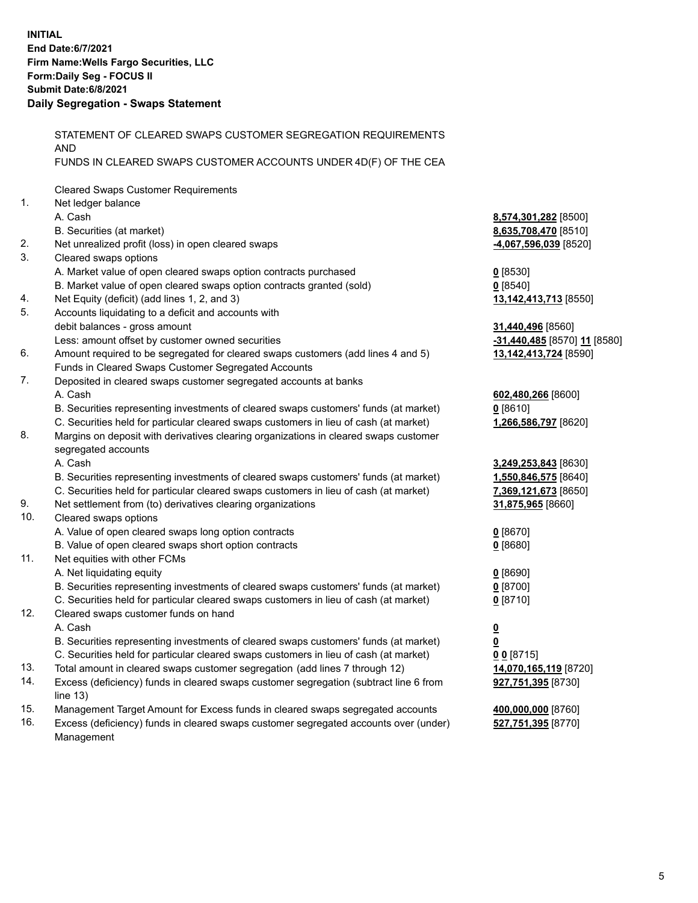**INITIAL**
**End Date:6/7/2021**
**Firm Name:Wells Fargo Securities, LLC**
**Form:Daily Seg - FOCUS II**
**Submit Date:6/8/2021**
**Daily Segregation - Swaps Statement**

STATEMENT OF CLEARED SWAPS CUSTOMER SEGREGATION REQUIREMENTS AND
FUNDS IN CLEARED SWAPS CUSTOMER ACCOUNTS UNDER 4D(F) OF THE CEA

| | | |
|---|---|---|
| | Cleared Swaps Customer Requirements | |
| 1. | Net ledger balance | |
| | A. Cash | **8,574,301,282** [8500] |
| | B. Securities (at market) | **8,635,708,470** [8510] |
| 2. | Net unrealized profit (loss) in open cleared swaps | **-4,067,596,039** [8520] |
| 3. | Cleared swaps options | |
| | A. Market value of open cleared swaps option contracts purchased | **0** [8530] |
| | B. Market value of open cleared swaps option contracts granted (sold) | **0** [8540] |
| 4. | Net Equity (deficit) (add lines 1, 2, and 3) | **13,142,413,713** [8550] |
| 5. | Accounts liquidating to a deficit and accounts with | |
| | debit balances - gross amount | **31,440,496** [8560] |
| | Less: amount offset by customer owned securities | **-31,440,485** [8570] **11** [8580] |
| 6. | Amount required to be segregated for cleared swaps customers (add lines 4 and 5) | **13,142,413,724** [8590] |
| | Funds in Cleared Swaps Customer Segregated Accounts | |
| 7. | Deposited in cleared swaps customer segregated accounts at banks | |
| | A. Cash | **602,480,266** [8600] |
| | B. Securities representing investments of cleared swaps customers' funds (at market) | **0** [8610] |
| | C. Securities held for particular cleared swaps customers in lieu of cash (at market) | **1,266,586,797** [8620] |
| 8. | Margins on deposit with derivatives clearing organizations in cleared swaps customer segregated accounts | |
| | A. Cash | **3,249,253,843** [8630] |
| | B. Securities representing investments of cleared swaps customers' funds (at market) | **1,550,846,575** [8640] |
| | C. Securities held for particular cleared swaps customers in lieu of cash (at market) | **7,369,121,673** [8650] |
| 9. | Net settlement from (to) derivatives clearing organizations | **31,875,965** [8660] |
| 10. | Cleared swaps options | |
| | A. Value of open cleared swaps long option contracts | **0** [8670] |
| | B. Value of open cleared swaps short option contracts | **0** [8680] |
| 11. | Net equities with other FCMs | |
| | A. Net liquidating equity | **0** [8690] |
| | B. Securities representing investments of cleared swaps customers' funds (at market) | **0** [8700] |
| | C. Securities held for particular cleared swaps customers in lieu of cash (at market) | **0** [8710] |
| 12. | Cleared swaps customer funds on hand | |
| | A. Cash | **0** |
| | B. Securities representing investments of cleared swaps customers' funds (at market) | **0** |
| | C. Securities held for particular cleared swaps customers in lieu of cash (at market) | **0** **0** [8715] |
| 13. | Total amount in cleared swaps customer segregation (add lines 7 through 12) | **14,070,165,119** [8720] |
| 14. | Excess (deficiency) funds in cleared swaps customer segregation (subtract line 6 from line 13) | **927,751,395** [8730] |
| 15. | Management Target Amount for Excess funds in cleared swaps segregated accounts | **400,000,000** [8760] |
| 16. | Excess (deficiency) funds in cleared swaps customer segregated accounts over (under) Management | **527,751,395** [8770] |